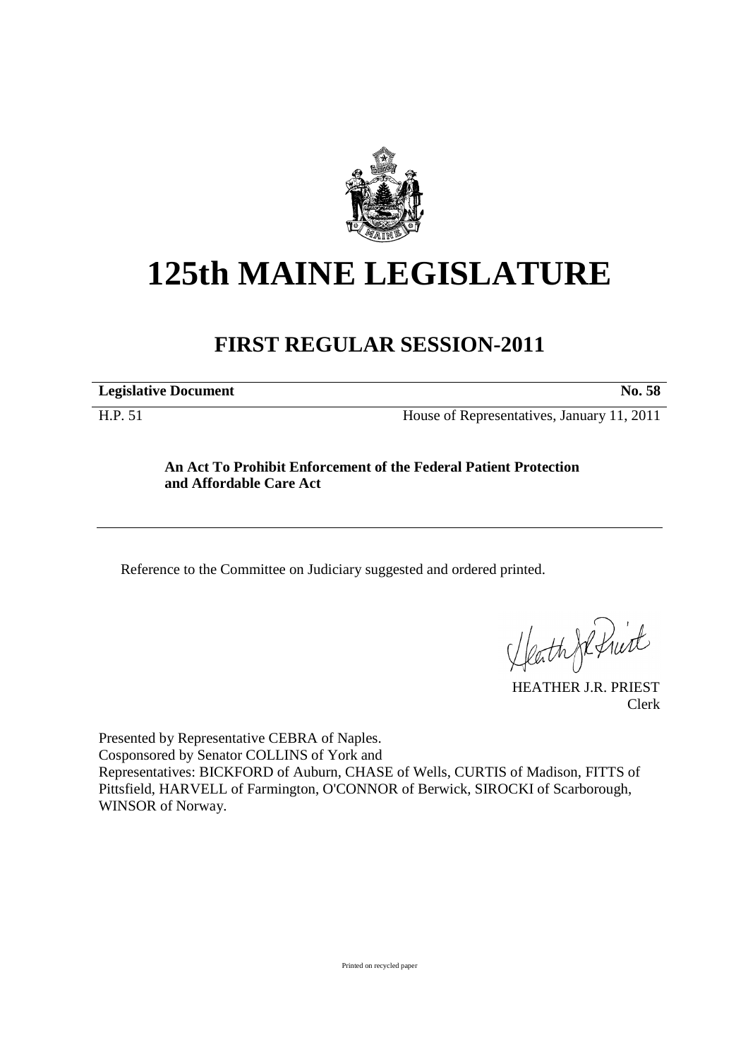# 125th MAINE LEGISLATURE

## FIRST REGULAR SESSION-2011

| **Legislative Document** | **No. 58** |
| --- | --- |
| H.P. 51 | House of Representatives, January 11, 2011 |

**An Act To Prohibit Enforcement of the Federal Patient Protection and Affordable Care Act**

Reference to the Committee on Judiciary suggested and ordered printed.

HEATHER J.R. PRIEST
Clerk

Presented by Representative CEBRA of Naples.
Cosponsored by Senator COLLINS of York and
Representatives: BICKFORD of Auburn, CHASE of Wells, CURTIS of Madison, FITTS of Pittsfield, HARVELL of Farmington, O'CONNOR of Berwick, SIROCKI of Scarborough, WINSOR of Norway.

Printed on recycled paper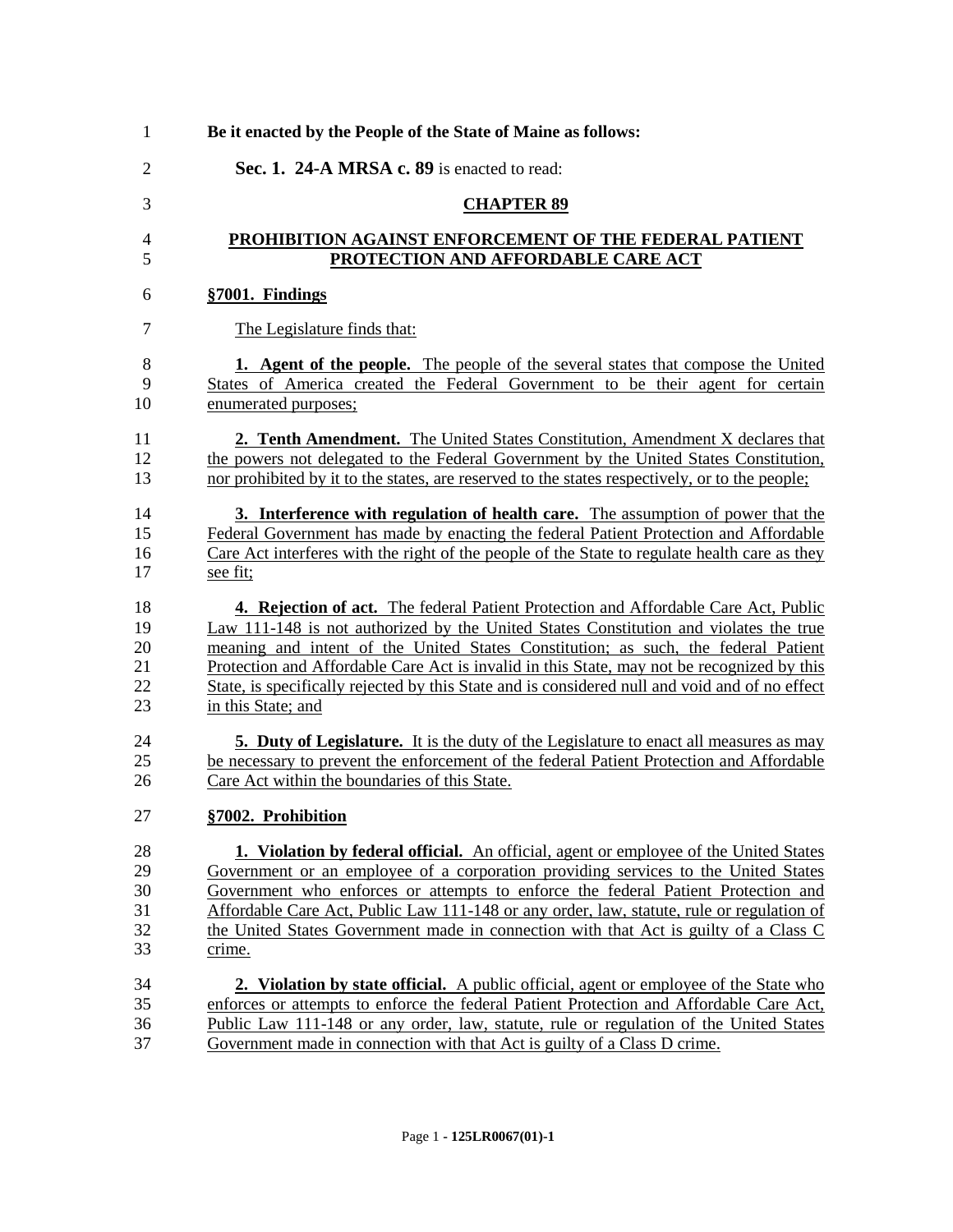**Be it enacted by the People of the State of Maine as follows:**

**Sec. 1. 24-A MRSA c. 89** is enacted to read:

**CHAPTER 89**

**PROHIBITION AGAINST ENFORCEMENT OF THE FEDERAL PATIENT PROTECTION AND AFFORDABLE CARE ACT**

**§7001. Findings**

The Legislature finds that:

**1. Agent of the people.** The people of the several states that compose the United States of America created the Federal Government to be their agent for certain enumerated purposes;

**2. Tenth Amendment.** The United States Constitution, Amendment X declares that the powers not delegated to the Federal Government by the United States Constitution, nor prohibited by it to the states, are reserved to the states respectively, or to the people;

**3. Interference with regulation of health care.** The assumption of power that the Federal Government has made by enacting the federal Patient Protection and Affordable Care Act interferes with the right of the people of the State to regulate health care as they see fit;

**4. Rejection of act.** The federal Patient Protection and Affordable Care Act, Public Law 111-148 is not authorized by the United States Constitution and violates the true meaning and intent of the United States Constitution; as such, the federal Patient Protection and Affordable Care Act is invalid in this State, may not be recognized by this State, is specifically rejected by this State and is considered null and void and of no effect in this State; and

**5. Duty of Legislature.** It is the duty of the Legislature to enact all measures as may be necessary to prevent the enforcement of the federal Patient Protection and Affordable Care Act within the boundaries of this State.

**§7002. Prohibition**

**1. Violation by federal official.** An official, agent or employee of the United States Government or an employee of a corporation providing services to the United States Government who enforces or attempts to enforce the federal Patient Protection and Affordable Care Act, Public Law 111-148 or any order, law, statute, rule or regulation of the United States Government made in connection with that Act is guilty of a Class C crime.

**2. Violation by state official.** A public official, agent or employee of the State who enforces or attempts to enforce the federal Patient Protection and Affordable Care Act, Public Law 111-148 or any order, law, statute, rule or regulation of the United States Government made in connection with that Act is guilty of a Class D crime.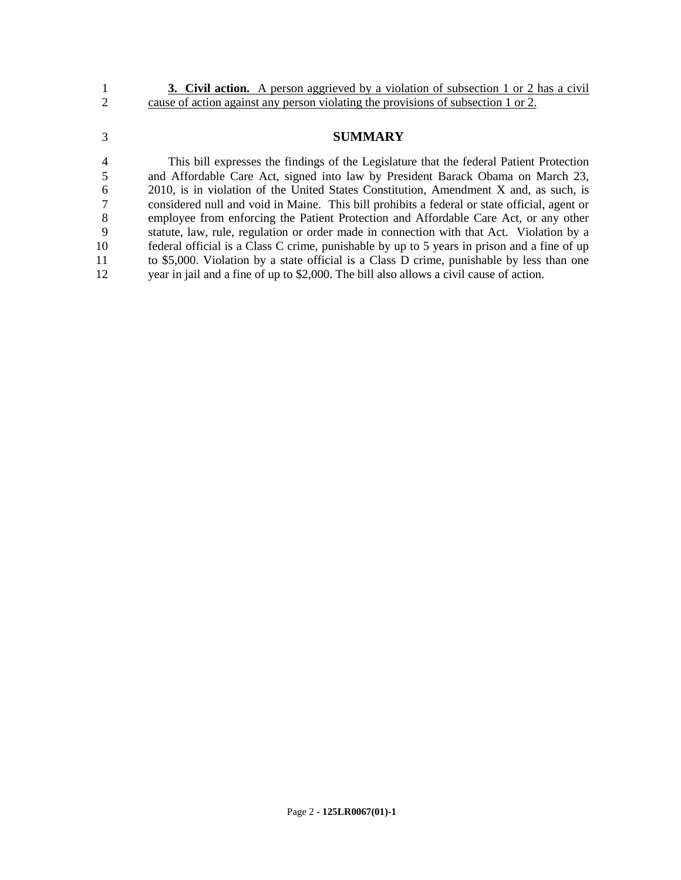**3. Civil action.** A person aggrieved by a violation of subsection 1 or 2 has a civil cause of action against any person violating the provisions of subsection 1 or 2.

## SUMMARY

This bill expresses the findings of the Legislature that the federal Patient Protection and Affordable Care Act, signed into law by President Barack Obama on March 23, 2010, is in violation of the United States Constitution, Amendment X and, as such, is considered null and void in Maine. This bill prohibits a federal or state official, agent or employee from enforcing the Patient Protection and Affordable Care Act, or any other statute, law, rule, regulation or order made in connection with that Act. Violation by a federal official is a Class C crime, punishable by up to 5 years in prison and a fine of up to $5,000. Violation by a state official is a Class D crime, punishable by less than one year in jail and a fine of up to $2,000. The bill also allows a civil cause of action.